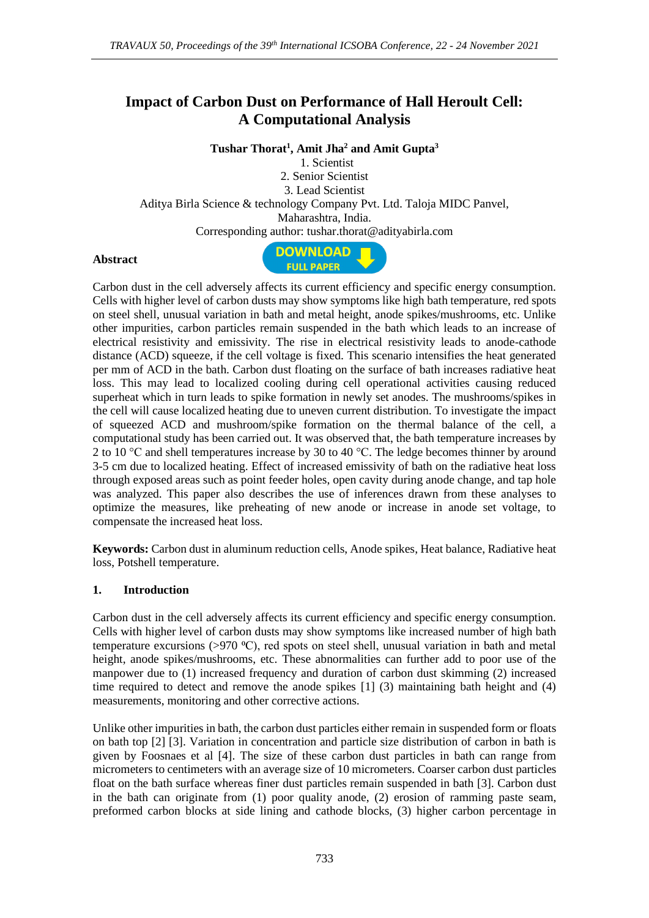# Impact of Carbon Dust on Performance of Hall Heroult Cell: A Computational Analysis

**Tushar Thorat[1], Amit Jha[2] and Amit Gupta[3]**

1. Scientist
2. Senior Scientist
3. Lead Scientist

Aditya Birla Science & technology Company Pvt. Ltd. Taloja MIDC Panvel, Maharashtra, India.

Corresponding author: tushar.thorat@adityabirla.com

**Abstract**

Carbon dust in the cell adversely affects its current efficiency and specific energy consumption. Cells with higher level of carbon dusts may show symptoms like high bath temperature, red spots on steel shell, unusual variation in bath and metal height, anode spikes/mushrooms, etc. Unlike other impurities, carbon particles remain suspended in the bath which leads to an increase of electrical resistivity and emissivity. The rise in electrical resistivity leads to anode-cathode distance (ACD) squeeze, if the cell voltage is fixed. This scenario intensifies the heat generated per mm of ACD in the bath. Carbon dust floating on the surface of bath increases radiative heat loss. This may lead to localized cooling during cell operational activities causing reduced superheat which in turn leads to spike formation in newly set anodes. The mushrooms/spikes in the cell will cause localized heating due to uneven current distribution. To investigate the impact of squeezed ACD and mushroom/spike formation on the thermal balance of the cell, a computational study has been carried out. It was observed that, the bath temperature increases by 2 to 10 °C and shell temperatures increase by 30 to 40 °C. The ledge becomes thinner by around 3-5 cm due to localized heating. Effect of increased emissivity of bath on the radiative heat loss through exposed areas such as point feeder holes, open cavity during anode change, and tap hole was analyzed. This paper also describes the use of inferences drawn from these analyses to optimize the measures, like preheating of new anode or increase in anode set voltage, to compensate the increased heat loss.

**Keywords:** Carbon dust in aluminum reduction cells, Anode spikes, Heat balance, Radiative heat loss, Potshell temperature.

## 1. Introduction

Carbon dust in the cell adversely affects its current efficiency and specific energy consumption. Cells with higher level of carbon dusts may show symptoms like increased number of high bath temperature excursions (>970 ⁰C), red spots on steel shell, unusual variation in bath and metal height, anode spikes/mushrooms, etc. These abnormalities can further add to poor use of the manpower due to (1) increased frequency and duration of carbon dust skimming (2) increased time required to detect and remove the anode spikes [1] (3) maintaining bath height and (4) measurements, monitoring and other corrective actions.

Unlike other impurities in bath, the carbon dust particles either remain in suspended form or floats on bath top [2] [3]. Variation in concentration and particle size distribution of carbon in bath is given by Foosnaes et al [4]. The size of these carbon dust particles in bath can range from micrometers to centimeters with an average size of 10 micrometers. Coarser carbon dust particles float on the bath surface whereas finer dust particles remain suspended in bath [3]. Carbon dust in the bath can originate from (1) poor quality anode, (2) erosion of ramming paste seam, preformed carbon blocks at side lining and cathode blocks, (3) higher carbon percentage in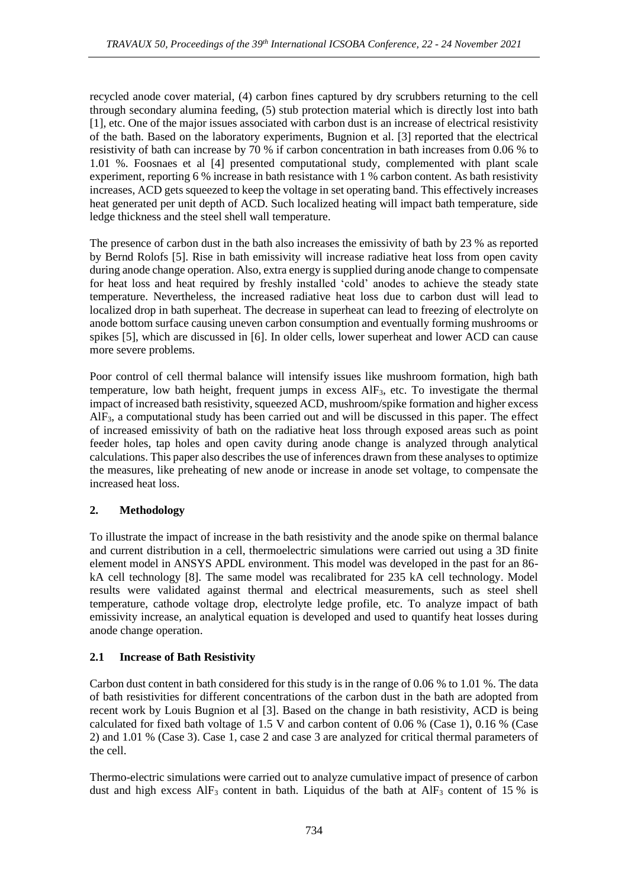recycled anode cover material, (4) carbon fines captured by dry scrubbers returning to the cell through secondary alumina feeding, (5) stub protection material which is directly lost into bath [1], etc. One of the major issues associated with carbon dust is an increase of electrical resistivity of the bath. Based on the laboratory experiments, Bugnion et al. [3] reported that the electrical resistivity of bath can increase by 70 % if carbon concentration in bath increases from 0.06 % to 1.01 %. Foosnaes et al [4] presented computational study, complemented with plant scale experiment, reporting 6 % increase in bath resistance with 1 % carbon content. As bath resistivity increases, ACD gets squeezed to keep the voltage in set operating band. This effectively increases heat generated per unit depth of ACD. Such localized heating will impact bath temperature, side ledge thickness and the steel shell wall temperature.

The presence of carbon dust in the bath also increases the emissivity of bath by 23 % as reported by Bernd Rolofs [5]. Rise in bath emissivity will increase radiative heat loss from open cavity during anode change operation. Also, extra energy is supplied during anode change to compensate for heat loss and heat required by freshly installed 'cold' anodes to achieve the steady state temperature. Nevertheless, the increased radiative heat loss due to carbon dust will lead to localized drop in bath superheat. The decrease in superheat can lead to freezing of electrolyte on anode bottom surface causing uneven carbon consumption and eventually forming mushrooms or spikes [5], which are discussed in [6]. In older cells, lower superheat and lower ACD can cause more severe problems.

Poor control of cell thermal balance will intensify issues like mushroom formation, high bath temperature, low bath height, frequent jumps in excess $AlF_3$, etc. To investigate the thermal impact of increased bath resistivity, squeezed ACD, mushroom/spike formation and higher excess $AlF_3$, a computational study has been carried out and will be discussed in this paper. The effect of increased emissivity of bath on the radiative heat loss through exposed areas such as point feeder holes, tap holes and open cavity during anode change is analyzed through analytical calculations. This paper also describes the use of inferences drawn from these analyses to optimize the measures, like preheating of new anode or increase in anode set voltage, to compensate the increased heat loss.

## 2. Methodology

To illustrate the impact of increase in the bath resistivity and the anode spike on thermal balance and current distribution in a cell, thermoelectric simulations were carried out using a 3D finite element model in ANSYS APDL environment. This model was developed in the past for an 86-kA cell technology [8]. The same model was recalibrated for 235 kA cell technology. Model results were validated against thermal and electrical measurements, such as steel shell temperature, cathode voltage drop, electrolyte ledge profile, etc. To analyze impact of bath emissivity increase, an analytical equation is developed and used to quantify heat losses during anode change operation.

### 2.1 Increase of Bath Resistivity

Carbon dust content in bath considered for this study is in the range of 0.06 % to 1.01 %. The data of bath resistivities for different concentrations of the carbon dust in the bath are adopted from recent work by Louis Bugnion et al [3]. Based on the change in bath resistivity, ACD is being calculated for fixed bath voltage of 1.5 V and carbon content of 0.06 % (Case 1), 0.16 % (Case 2) and 1.01 % (Case 3). Case 1, case 2 and case 3 are analyzed for critical thermal parameters of the cell.

Thermo-electric simulations were carried out to analyze cumulative impact of presence of carbon dust and high excess $AlF_3$ content in bath. Liquidus of the bath at $AlF_3$ content of 15 % is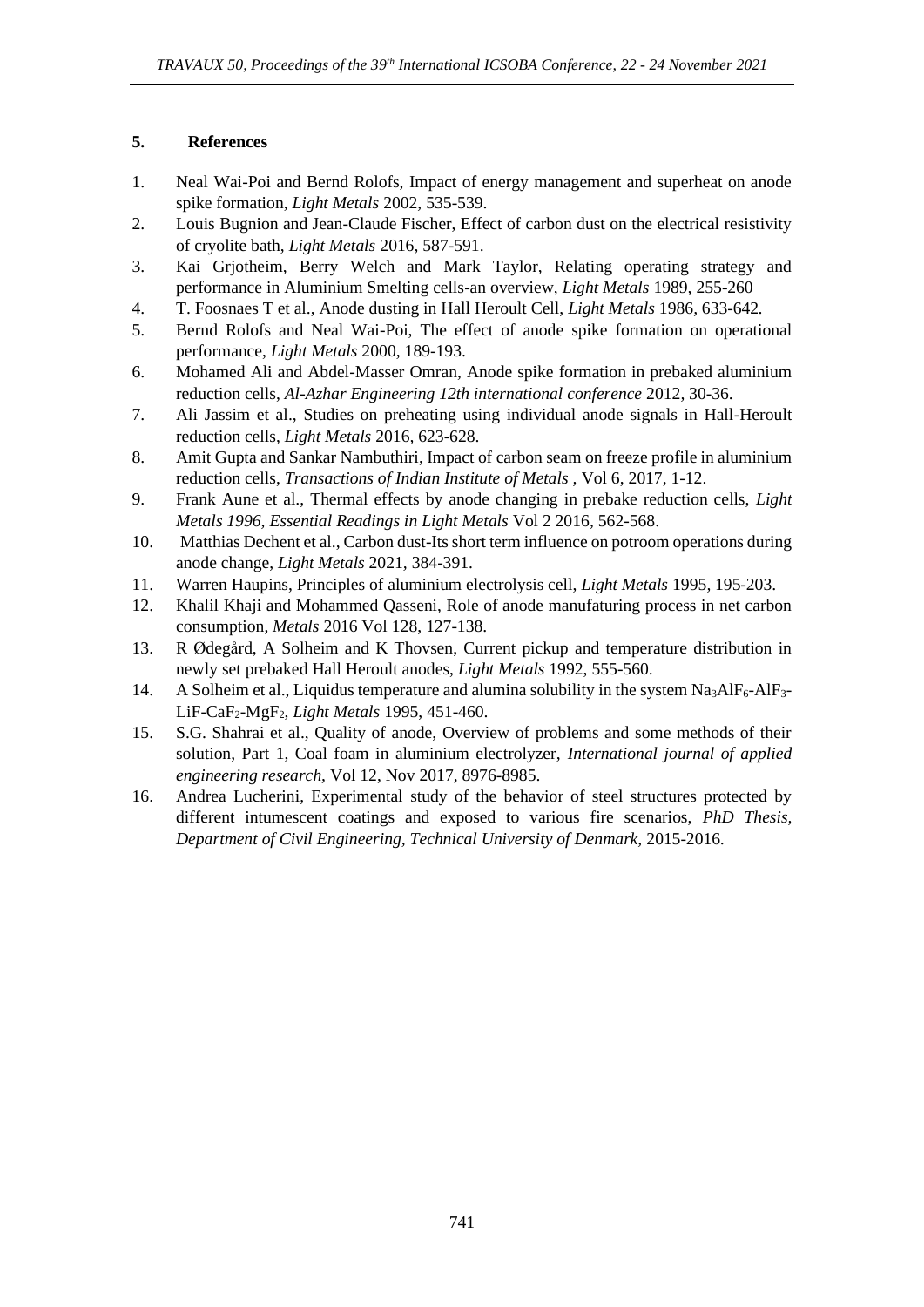## 5. References

1. Neal Wai-Poi and Bernd Rolofs, Impact of energy management and superheat on anode spike formation, *Light Metals* 2002, 535-539.
2. Louis Bugnion and Jean-Claude Fischer, Effect of carbon dust on the electrical resistivity of cryolite bath, *Light Metals* 2016, 587-591.
3. Kai Grjotheim, Berry Welch and Mark Taylor, Relating operating strategy and performance in Aluminium Smelting cells-an overview, *Light Metals* 1989, 255-260
4. T. Foosnaes T et al., Anode dusting in Hall Heroult Cell, *Light Metals* 1986, 633-642.
5. Bernd Rolofs and Neal Wai-Poi, The effect of anode spike formation on operational performance, *Light Metals* 2000, 189-193.
6. Mohamed Ali and Abdel-Masser Omran, Anode spike formation in prebaked aluminium reduction cells, *Al-Azhar Engineering 12th international conference* 2012, 30-36.
7. Ali Jassim et al., Studies on preheating using individual anode signals in Hall-Heroult reduction cells, *Light Metals* 2016, 623-628.
8. Amit Gupta and Sankar Nambuthiri, Impact of carbon seam on freeze profile in aluminium reduction cells, *Transactions of Indian Institute of Metals* , Vol 6, 2017, 1-12.
9. Frank Aune et al., Thermal effects by anode changing in prebake reduction cells, *Light Metals 1996, Essential Readings in Light Metals* Vol 2 2016, 562-568.
10. Matthias Dechent et al., Carbon dust-Its short term influence on potroom operations during anode change, *Light Metals* 2021, 384-391.
11. Warren Haupins, Principles of aluminium electrolysis cell, *Light Metals* 1995, 195-203.
12. Khalil Khaji and Mohammed Qasseni, Role of anode manufaturing process in net carbon consumption, *Metals* 2016 Vol 128, 127-138.
13. R Ødegård, A Solheim and K Thovsen, Current pickup and temperature distribution in newly set prebaked Hall Heroult anodes, *Light Metals* 1992, 555-560.
14. A Solheim et al., Liquidus temperature and alumina solubility in the system $Na_3AlF_6$-$AlF_3$-$LiF$-$CaF_2$-$MgF_2$, *Light Metals* 1995, 451-460.
15. S.G. Shahrai et al., Quality of anode, Overview of problems and some methods of their solution, Part 1, Coal foam in aluminium electrolyzer, *International journal of applied engineering research,* Vol 12, Nov 2017, 8976-8985.
16. Andrea Lucherini, Experimental study of the behavior of steel structures protected by different intumescent coatings and exposed to various fire scenarios, *PhD Thesis, Department of Civil Engineering, Technical University of Denmark,* 2015-2016.